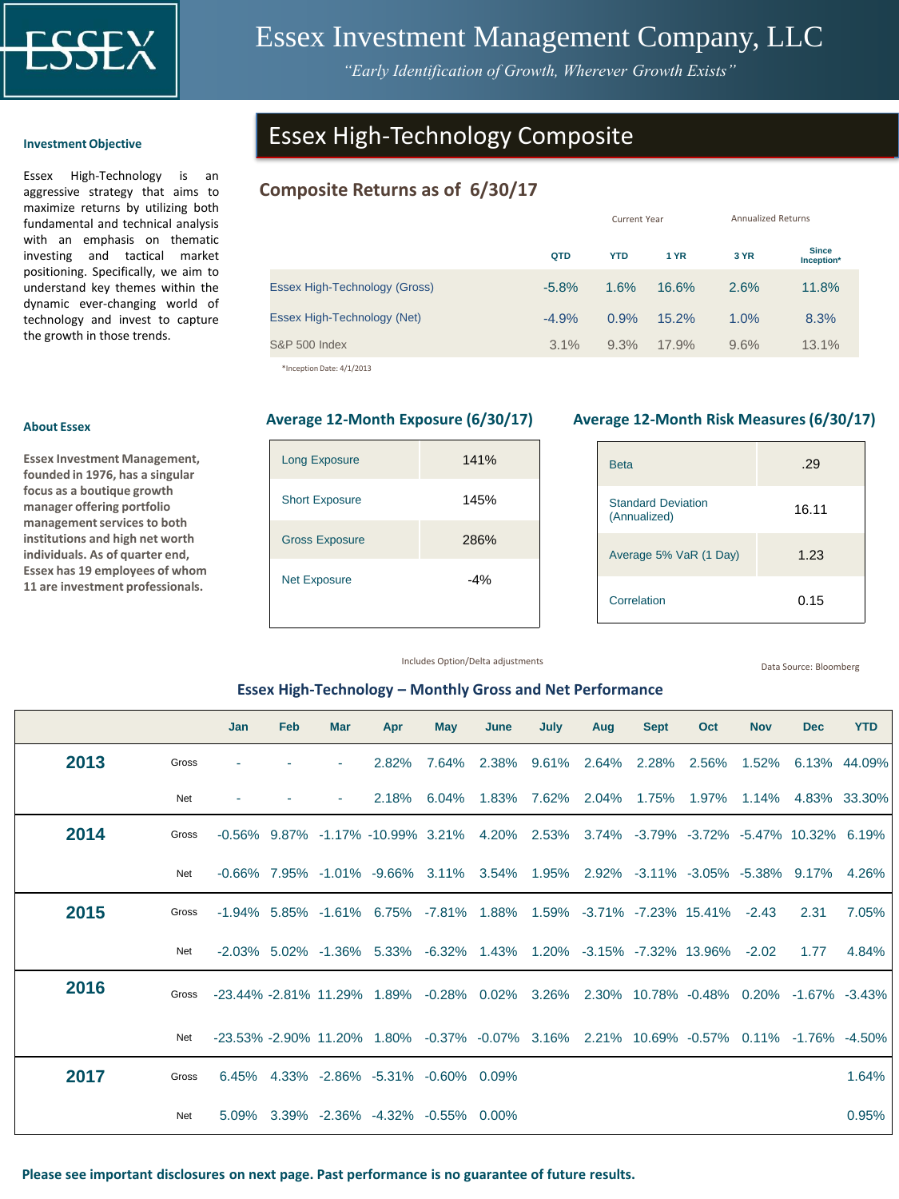# Essex Investment Management Company, LLC

*"Early Identification of Growth, Wherever Growth Exists"*

## Essex High-Technology Composite

### Investment Objective

Essex High-Technology is an aggressive strategy that aims to maximize returns by utilizing both fundamental and technical analysis with an emphasis on thematic investing and tactical market positioning. Specifically, we aim to understand key themes within the dynamic ever-changing world of technology and invest to capture the growth in those trends.

### About Essex

**Essex Investment Management, founded in 1976, has a singular focus as a boutique growth manager offering portfolio management services to both institutions and high net worth individuals. As of quarter end, Essex has 19 employees of whom 11 are investment professionals.**

### Composite Returns as of 6/30/17

| | Current Year | | Annualized Returns | | |
|---|---|---|---|---|---|
| | QTD | YTD | 1 YR | 3 YR | Since Inception* |
| Essex High-Technology (Gross) | -5.8% | 1.6% | 16.6% | 2.6% | 11.8% |
| Essex High-Technology (Net) | -4.9% | 0.9% | 15.2% | 1.0% | 8.3% |
| S&P 500 Index | 3.1% | 9.3% | 17.9% | 9.6% | 13.1% |

*Inception Date: 4/1/2013

### Average 12-Month Exposure (6/30/17)

| | |
|---|---|
| Long Exposure | 141% |
| Short Exposure | 145% |
| Gross Exposure | 286% |
| Net Exposure | -4% |

Includes Option/Delta adjustments

### Average 12-Month Risk Measures (6/30/17)

| | |
|---|---|
| Beta | .29 |
| Standard Deviation (Annualized) | 16.11 |
| Average 5% VaR (1 Day) | 1.23 |
| Correlation | 0.15 |

Data Source: Bloomberg

### Essex High-Technology – Monthly Gross and Net Performance

| | | Jan | Feb | Mar | Apr | May | June | July | Aug | Sept | Oct | Nov | Dec | YTD |
|---|---|---|---|---|---|---|---|---|---|---|---|---|---|---|
| 2013 | Gross | - | - | - | 2.82% | 7.64% | 2.38% | 9.61% | 2.64% | 2.28% | 2.56% | 1.52% | 6.13% | 44.09% |
| | Net | - | - | - | 2.18% | 6.04% | 1.83% | 7.62% | 2.04% | 1.75% | 1.97% | 1.14% | 4.83% | 33.30% |
| 2014 | Gross | -0.56% | 9.87% | -1.17% | -10.99% | 3.21% | 4.20% | 2.53% | 3.74% | -3.79% | -3.72% | -5.47% | 10.32% | 6.19% |
| | Net | -0.66% | 7.95% | -1.01% | -9.66% | 3.11% | 3.54% | 1.95% | 2.92% | -3.11% | -3.05% | -5.38% | 9.17% | 4.26% |
| 2015 | Gross | -1.94% | 5.85% | -1.61% | 6.75% | -7.81% | 1.88% | 1.59% | -3.71% | -7.23% | 15.41% | -2.43 | 2.31 | 7.05% |
| | Net | -2.03% | 5.02% | -1.36% | 5.33% | -6.32% | 1.43% | 1.20% | -3.15% | -7.32% | 13.96% | -2.02 | 1.77 | 4.84% |
| 2016 | Gross | -23.44% | -2.81% | 11.29% | 1.89% | -0.28% | 0.02% | 3.26% | 2.30% | 10.78% | -0.48% | 0.20% | -1.67% | -3.43% |
| | Net | -23.53% | -2.90% | 11.20% | 1.80% | -0.37% | -0.07% | 3.16% | 2.21% | 10.69% | -0.57% | 0.11% | -1.76% | -4.50% |
| 2017 | Gross | 6.45% | 4.33% | -2.86% | -5.31% | -0.60% | 0.09% | | | | | | | 1.64% |
| | Net | 5.09% | 3.39% | -2.36% | -4.32% | -0.55% | 0.00% | | | | | | | 0.95% |

**Please see important disclosures on next page. Past performance is no guarantee of future results.**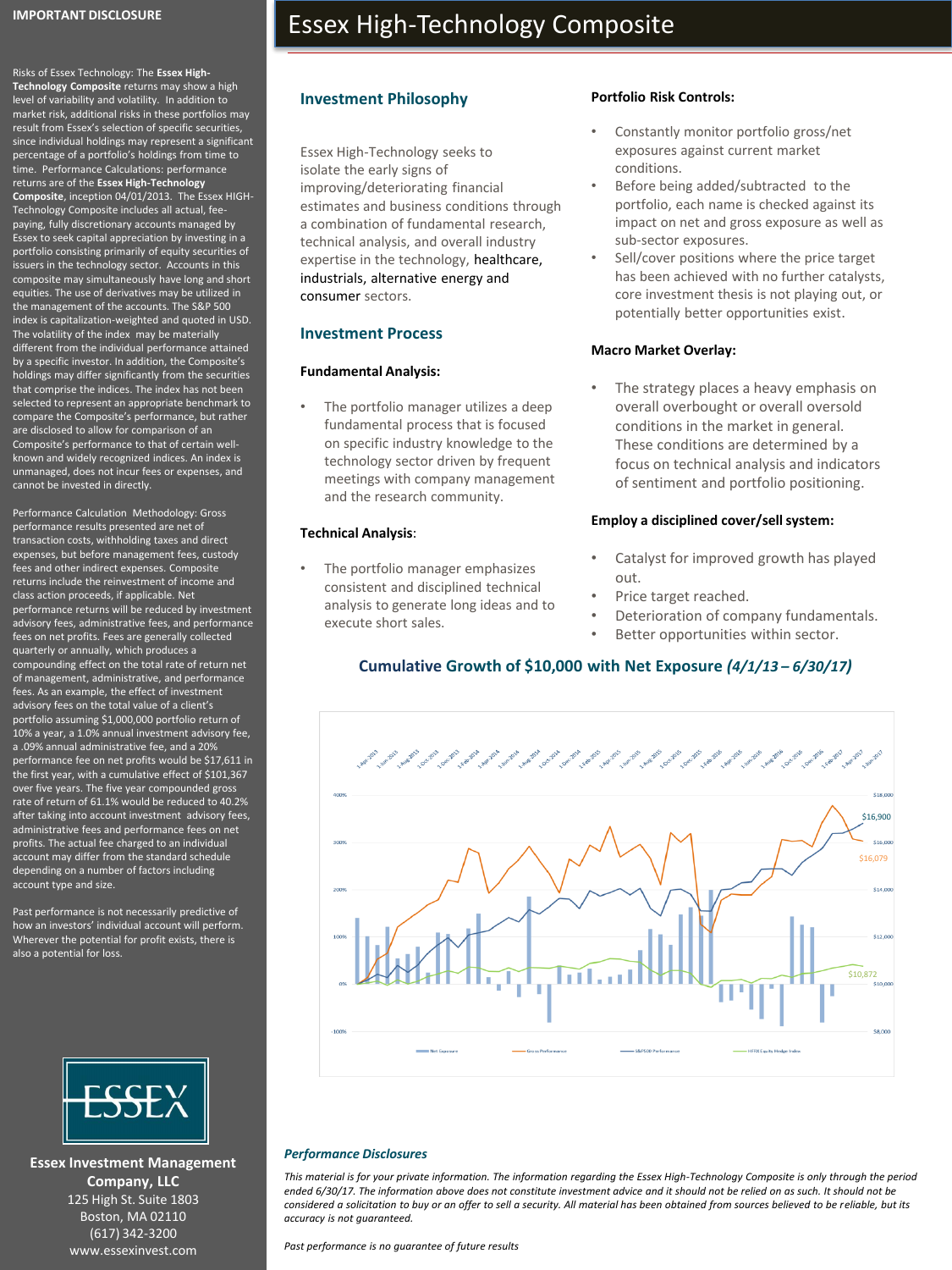# Essex High-Technology Composite

**IMPORTANT DISCLOSURE**

Risks of Essex Technology: The **Essex High-Technology Composite** returns may show a high level of variability and volatility. In addition to market risk, additional risks in these portfolios may result from Essex's selection of specific securities, since individual holdings may represent a significant percentage of a portfolio's holdings from time to time. Performance Calculations: performance returns are of the **Essex High-Technology Composite**, inception 04/01/2013. The Essex HIGH-Technology Composite includes all actual, fee-paying, fully discretionary accounts managed by Essex to seek capital appreciation by investing in a portfolio consisting primarily of equity securities of issuers in the technology sector. Accounts in this composite may simultaneously have long and short equities. The use of derivatives may be utilized in the management of the accounts. The S&P 500 index is capitalization-weighted and quoted in USD. The volatility of the index may be materially different from the individual performance attained by a specific investor. In addition, the Composite's holdings may differ significantly from the securities that comprise the indices. The index has not been selected to represent an appropriate benchmark to compare the Composite's performance, but rather are disclosed to allow for comparison of the Composite's performance to that of certain well-known and widely recognized indices. An index is unmanaged, does not incur fees or expenses, and cannot be invested in directly.

Performance Calculation Methodology: Gross performance results presented are net of transaction costs, withholding taxes and direct expenses, but before management fees, custody fees and other indirect expenses. Composite returns include the reinvestment of income and class action proceeds, if applicable. Net performance returns will be reduced by investment advisory fees, administrative fees, and performance fees on net profits. Fees are generally collected quarterly or annually, which produces a compounding effect on the total rate of return net of management, administrative, and performance fees. As an example, the effect of investment advisory fees on the total value of a client's portfolio assuming $1,000,000 portfolio return of 10% a year, a 1.0% annual investment advisory fee, a .09% annual administrative fee, and a 20% performance fee on net profits would be $17,611 in the first year, with a cumulative effect of $101,367 over five years. The five year compounded gross rate of return of 61.1% would be reduced to 40.2% after taking into account investment advisory fees, administrative fees and performance fees on net profits. The actual fee charged to an individual account may differ from the standard schedule depending on a number of factors including account type and size.

Past performance is not necessarily predictive of how an investors' individual account will perform. Wherever the potential for profit exists, there is also a potential for loss.

ESSEX

**Essex Investment Management Company, LLC**
125 High St. Suite 1803
Boston, MA 02110
(617) 342-3200
www.essexinvest.com

## Investment Philosophy

Essex High-Technology seeks to isolate the early signs of improving/deteriorating financial estimates and business conditions through a combination of fundamental research, technical analysis, and overall industry expertise in the technology, healthcare, industrials, alternative energy and consumer sectors.

## Investment Process

### Fundamental Analysis:

- The portfolio manager utilizes a deep fundamental process that is focused on specific industry knowledge to the technology sector driven by frequent meetings with company management and the research community.

### Technical Analysis:

- The portfolio manager emphasizes consistent and disciplined technical analysis to generate long ideas and to execute short sales.

### Portfolio Risk Controls:

- Constantly monitor portfolio gross/net exposures against current market conditions.
- Before being added/subtracted to the portfolio, each name is checked against its impact on net and gross exposure as well as sub-sector exposures.
- Sell/cover positions where the price target has been achieved with no further catalysts, core investment thesis is not playing out, or potentially better opportunities exist.

### Macro Market Overlay:

- The strategy places a heavy emphasis on overall overbought or overall oversold conditions in the market in general. These conditions are determined by a focus on technical analysis and indicators of sentiment and portfolio positioning.

### Employ a disciplined cover/sell system:

- Catalyst for improved growth has played out.
- Price target reached.
- Deterioration of company fundamentals.
- Better opportunities within sector.

## Cumulative Growth of $10,000 with Net Exposure *(4/1/13 – 6/30/17)*

1-Apr-2013, 1-Jun-2013, 1-Aug-2013, 1-Oct-2013, 1-Dec-2013, 1-Feb-2014, 1-Apr-2014, 1-Jun-2014, 1-Aug-2014, 1-Oct-2014, 1-Dec-2014, 1-Feb-2015, 1-Apr-2015, 1-Jun-2015, 1-Aug-2015, 1-Oct-2015, 1-Dec-2015, 1-Feb-2016, 1-Apr-2016, 1-Jun-2016, 1-Aug-2016, 1-Oct-2016, 1-Dec-2016, 1-Feb-2017, 1-Apr-2017, 1-Jun-2017

400%, 300%, 200%, 100%, 0%, -100%

$18,000, $16,000, $14,000, $12,000, $10,000, $8,000

$16,900
$16,079
$10,872

Net Exposure, Gross Performance, S&P500 Performance, HFRX Equity Hedge Index

### *Performance Disclosures*

*This material is for your private information. The information regarding the Essex High-Technology Composite is only through the period ended 6/30/17. The information above does not constitute investment advice and it should not be relied on as such. It should not be considered a solicitation to buy or an offer to sell a security. All material has been obtained from sources believed to be reliable, but its accuracy is not guaranteed.*

*Past performance is no guarantee of future results*